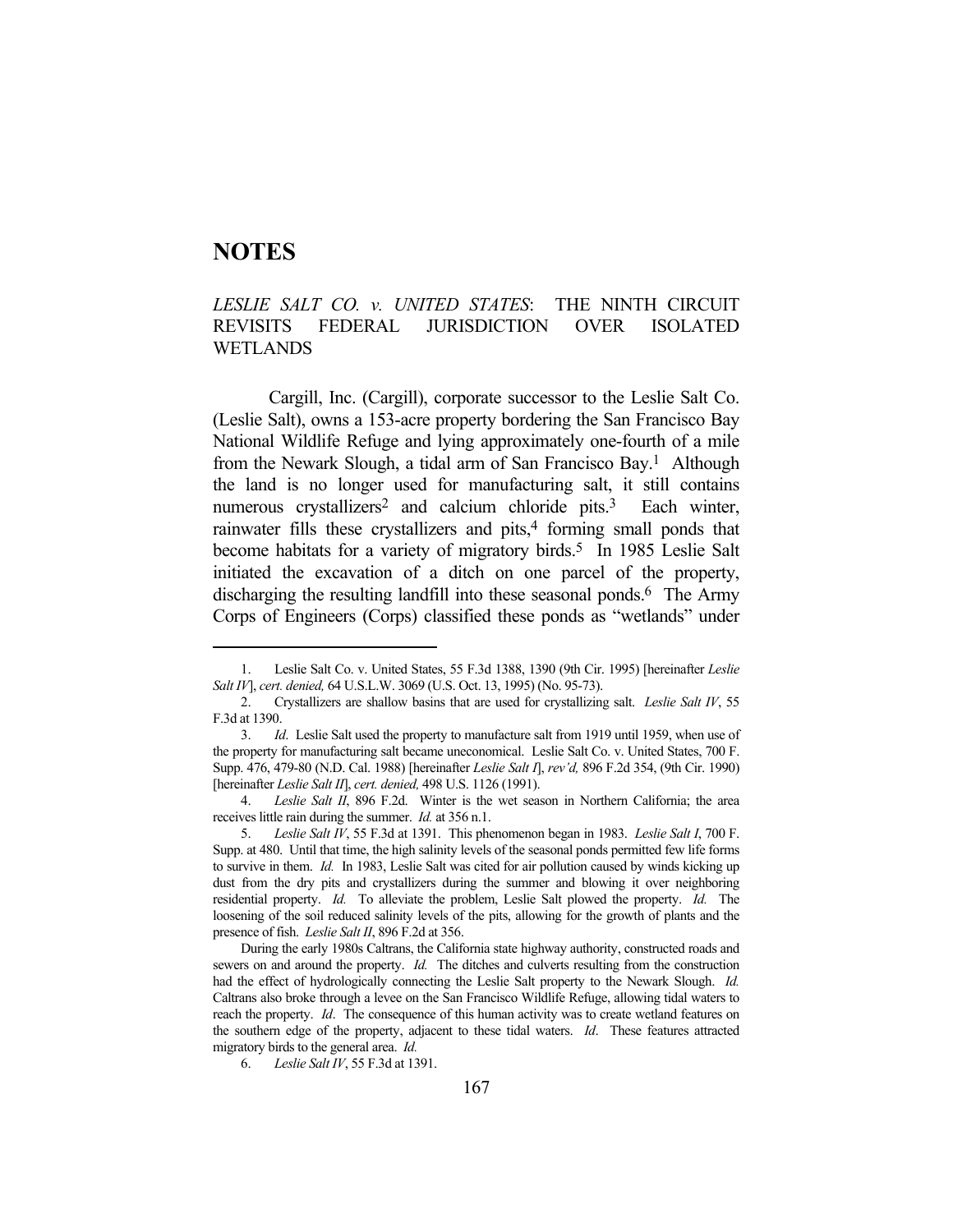# NOTES

## *LESLIE SALT CO. v. UNITED STATES*: THE NINTH CIRCUIT REVISITS FEDERAL JURISDICTION OVER ISOLATED WETLANDS

Cargill, Inc. (Cargill), corporate successor to the Leslie Salt Co. (Leslie Salt), owns a 153-acre property bordering the San Francisco Bay National Wildlife Refuge and lying approximately one-fourth of a mile from the Newark Slough, a tidal arm of San Francisco Bay.[1] Although the land is no longer used for manufacturing salt, it still contains numerous crystallizers[2] and calcium chloride pits.[3] Each winter, rainwater fills these crystallizers and pits,[4] forming small ponds that become habitats for a variety of migratory birds.[5] In 1985 Leslie Salt initiated the excavation of a ditch on one parcel of the property, discharging the resulting landfill into these seasonal ponds.[6] The Army Corps of Engineers (Corps) classified these ponds as "wetlands" under

---

1. Leslie Salt Co. v. United States, 55 F.3d 1388, 1390 (9th Cir. 1995) [hereinafter *Leslie Salt IV*], *cert. denied,* 64 U.S.L.W. 3069 (U.S. Oct. 13, 1995) (No. 95-73).

2. Crystallizers are shallow basins that are used for crystallizing salt. *Leslie Salt IV*, 55 F.3d at 1390.

3. *Id*. Leslie Salt used the property to manufacture salt from 1919 until 1959, when use of the property for manufacturing salt became uneconomical. Leslie Salt Co. v. United States, 700 F. Supp. 476, 479-80 (N.D. Cal. 1988) [hereinafter *Leslie Salt I*], *rev'd,* 896 F.2d 354, (9th Cir. 1990) [hereinafter *Leslie Salt II*], *cert. denied,* 498 U.S. 1126 (1991).

4. *Leslie Salt II*, 896 F.2d. Winter is the wet season in Northern California; the area receives little rain during the summer. *Id.* at 356 n.1.

5. *Leslie Salt IV*, 55 F.3d at 1391. This phenomenon began in 1983. *Leslie Salt I*, 700 F. Supp. at 480. Until that time, the high salinity levels of the seasonal ponds permitted few life forms to survive in them. *Id.* In 1983, Leslie Salt was cited for air pollution caused by winds kicking up dust from the dry pits and crystallizers during the summer and blowing it over neighboring residential property. *Id.* To alleviate the problem, Leslie Salt plowed the property. *Id.* The loosening of the soil reduced salinity levels of the pits, allowing for the growth of plants and the presence of fish. *Leslie Salt II*, 896 F.2d at 356.

During the early 1980s Caltrans, the California state highway authority, constructed roads and sewers on and around the property. *Id.* The ditches and culverts resulting from the construction had the effect of hydrologically connecting the Leslie Salt property to the Newark Slough. *Id.* Caltrans also broke through a levee on the San Francisco Wildlife Refuge, allowing tidal waters to reach the property. *Id*. The consequence of this human activity was to create wetland features on the southern edge of the property, adjacent to these tidal waters. *Id*. These features attracted migratory birds to the general area. *Id.*

6. *Leslie Salt IV*, 55 F.3d at 1391.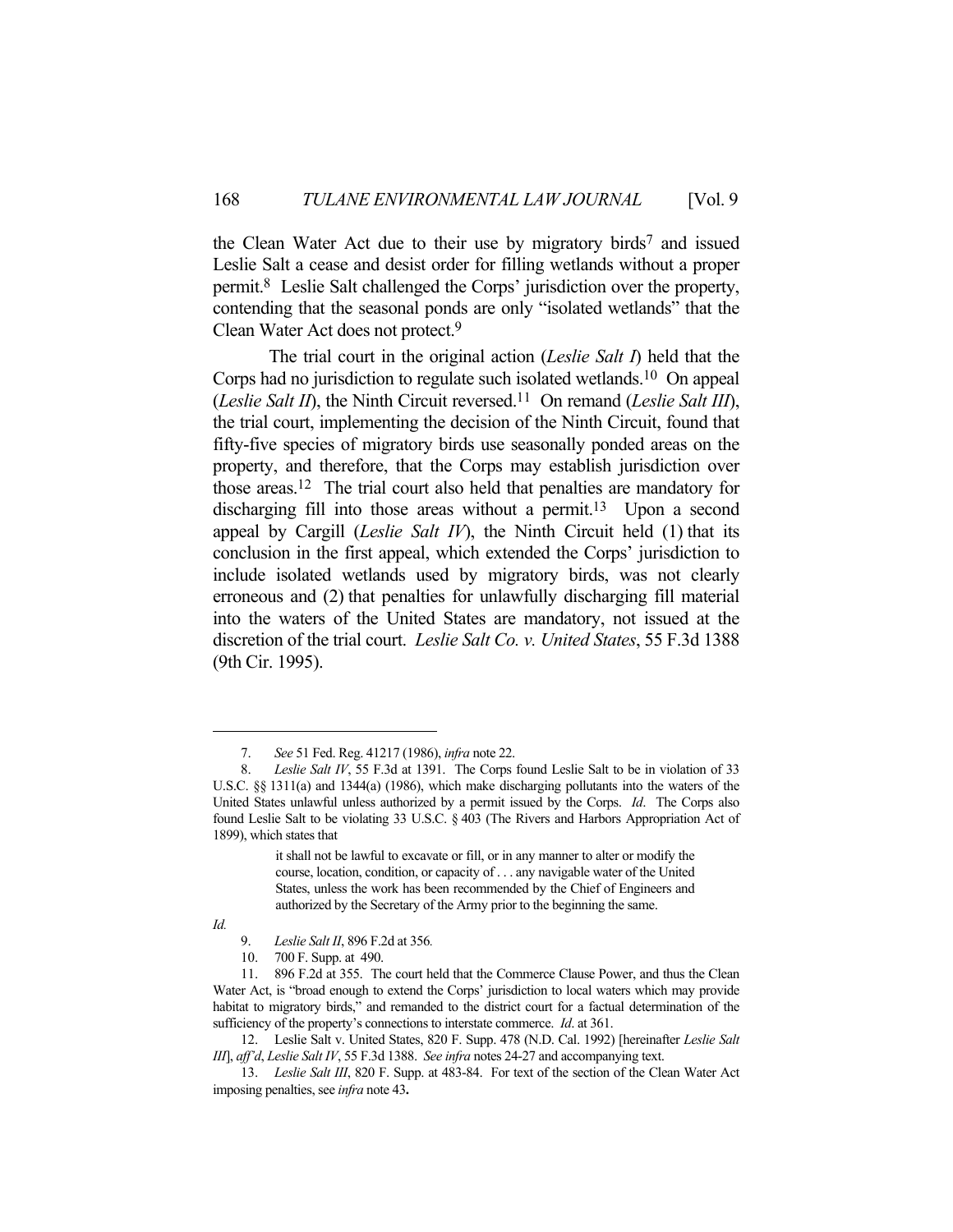the Clean Water Act due to their use by migratory birds[7] and issued Leslie Salt a cease and desist order for filling wetlands without a proper permit.[8] Leslie Salt challenged the Corps' jurisdiction over the property, contending that the seasonal ponds are only "isolated wetlands" that the Clean Water Act does not protect.[9]

The trial court in the original action (*Leslie Salt I*) held that the Corps had no jurisdiction to regulate such isolated wetlands.[10] On appeal (*Leslie Salt II*), the Ninth Circuit reversed.[11] On remand (*Leslie Salt III*), the trial court, implementing the decision of the Ninth Circuit, found that fifty-five species of migratory birds use seasonally ponded areas on the property, and therefore, that the Corps may establish jurisdiction over those areas.[12] The trial court also held that penalties are mandatory for discharging fill into those areas without a permit.[13] Upon a second appeal by Cargill (*Leslie Salt IV*), the Ninth Circuit held (1) that its conclusion in the first appeal, which extended the Corps' jurisdiction to include isolated wetlands used by migratory birds, was not clearly erroneous and (2) that penalties for unlawfully discharging fill material into the waters of the United States are mandatory, not issued at the discretion of the trial court. *Leslie Salt Co. v. United States*, 55 F.3d 1388 (9th Cir. 1995).

---

7. *See* 51 Fed. Reg. 41217 (1986), *infra* note 22.

8. *Leslie Salt IV*, 55 F.3d at 1391. The Corps found Leslie Salt to be in violation of 33 U.S.C. §§ 1311(a) and 1344(a) (1986), which make discharging pollutants into the waters of the United States unlawful unless authorized by a permit issued by the Corps. *Id*. The Corps also found Leslie Salt to be violating 33 U.S.C. § 403 (The Rivers and Harbors Appropriation Act of 1899), which states that

> it shall not be lawful to excavate or fill, or in any manner to alter or modify the course, location, condition, or capacity of . . . any navigable water of the United States, unless the work has been recommended by the Chief of Engineers and authorized by the Secretary of the Army prior to the beginning the same.

*Id.*

9. *Leslie Salt II*, 896 F.2d at 356*.*

10. 700 F. Supp. at 490.

11. 896 F.2d at 355. The court held that the Commerce Clause Power, and thus the Clean Water Act, is "broad enough to extend the Corps' jurisdiction to local waters which may provide habitat to migratory birds," and remanded to the district court for a factual determination of the sufficiency of the property's connections to interstate commerce. *Id*. at 361.

12. Leslie Salt v. United States, 820 F. Supp. 478 (N.D. Cal. 1992) [hereinafter *Leslie Salt III*], *aff'd*, *Leslie Salt IV*, 55 F.3d 1388. *See infra* notes 24-27 and accompanying text.

13. *Leslie Salt III*, 820 F. Supp. at 483-84. For text of the section of the Clean Water Act imposing penalties, see *infra* note 43**.**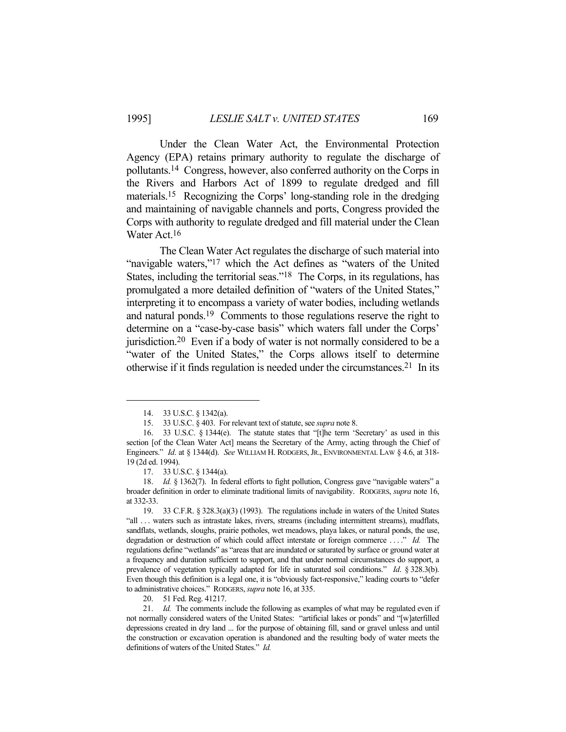Under the Clean Water Act, the Environmental Protection Agency (EPA) retains primary authority to regulate the discharge of pollutants.[14] Congress, however, also conferred authority on the Corps in the Rivers and Harbors Act of 1899 to regulate dredged and fill materials.[15] Recognizing the Corps' long-standing role in the dredging and maintaining of navigable channels and ports, Congress provided the Corps with authority to regulate dredged and fill material under the Clean Water Act.[16]

The Clean Water Act regulates the discharge of such material into "navigable waters,"[17] which the Act defines as "waters of the United States, including the territorial seas."[18] The Corps, in its regulations, has promulgated a more detailed definition of "waters of the United States," interpreting it to encompass a variety of water bodies, including wetlands and natural ponds.[19] Comments to those regulations reserve the right to determine on a "case-by-case basis" which waters fall under the Corps' jurisdiction.[20] Even if a body of water is not normally considered to be a "water of the United States," the Corps allows itself to determine otherwise if it finds regulation is needed under the circumstances.[21] In its

---

14. 33 U.S.C. § 1342(a).

15. 33 U.S.C. § 403. For relevant text of statute, see *supra* note 8.

16. 33 U.S.C. § 1344(e). The statute states that "[t]he term 'Secretary' as used in this section [of the Clean Water Act] means the Secretary of the Army, acting through the Chief of Engineers." *Id*. at § 1344(d). *See* WILLIAM H. RODGERS, JR., ENVIRONMENTAL LAW § 4.6, at 318-19 (2d ed. 1994).

17. 33 U.S.C. § 1344(a).

18. *Id.* § 1362(7). In federal efforts to fight pollution, Congress gave "navigable waters" a broader definition in order to eliminate traditional limits of navigability. RODGERS, *supra* note 16, at 332-33.

19. 33 C.F.R. § 328.3(a)(3) (1993). The regulations include in waters of the United States "all . . . waters such as intrastate lakes, rivers, streams (including intermittent streams), mudflats, sandflats, wetlands, sloughs, prairie potholes, wet meadows, playa lakes, or natural ponds, the use, degradation or destruction of which could affect interstate or foreign commerce . . . ." *Id.* The regulations define "wetlands" as "areas that are inundated or saturated by surface or ground water at a frequency and duration sufficient to support, and that under normal circumstances do support, a prevalence of vegetation typically adapted for life in saturated soil conditions." *Id*. § 328.3(b). Even though this definition is a legal one, it is "obviously fact-responsive," leading courts to "defer to administrative choices." RODGERS, *supra* note 16, at 335.

20. 51 Fed. Reg. 41217.

21. *Id.* The comments include the following as examples of what may be regulated even if not normally considered waters of the United States: "artificial lakes or ponds" and "[w]aterfilled depressions created in dry land ... for the purpose of obtaining fill, sand or gravel unless and until the construction or excavation operation is abandoned and the resulting body of water meets the definitions of waters of the United States." *Id.*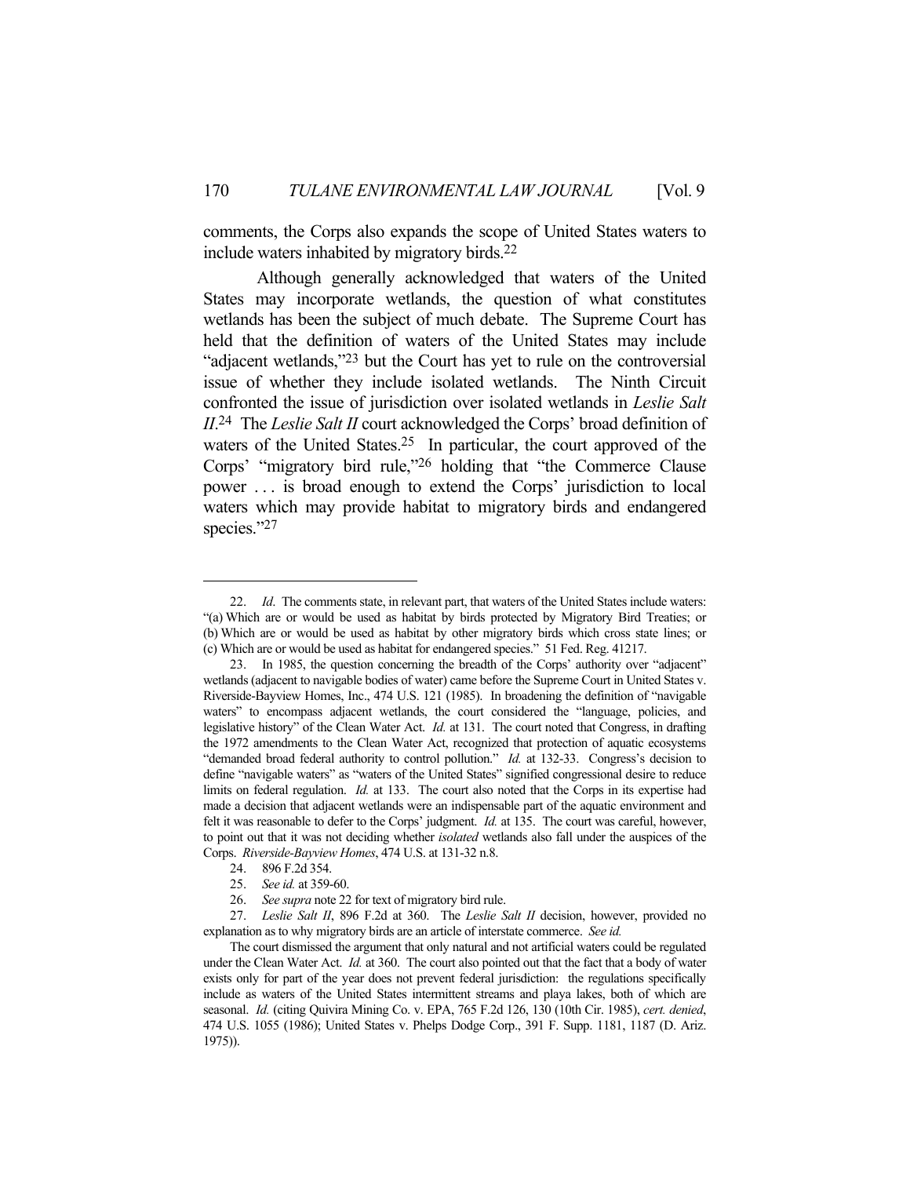comments, the Corps also expands the scope of United States waters to include waters inhabited by migratory birds.[22]

Although generally acknowledged that waters of the United States may incorporate wetlands, the question of what constitutes wetlands has been the subject of much debate. The Supreme Court has held that the definition of waters of the United States may include "adjacent wetlands,"[23] but the Court has yet to rule on the controversial issue of whether they include isolated wetlands. The Ninth Circuit confronted the issue of jurisdiction over isolated wetlands in *Leslie Salt II*.[24] The *Leslie Salt II* court acknowledged the Corps' broad definition of waters of the United States.[25] In particular, the court approved of the Corps' "migratory bird rule,"[26] holding that "the Commerce Clause power . . . is broad enough to extend the Corps' jurisdiction to local waters which may provide habitat to migratory birds and endangered species."[27]

---

22. *Id*. The comments state, in relevant part, that waters of the United States include waters: "(a) Which are or would be used as habitat by birds protected by Migratory Bird Treaties; or (b) Which are or would be used as habitat by other migratory birds which cross state lines; or (c) Which are or would be used as habitat for endangered species." 51 Fed. Reg. 41217.

23. In 1985, the question concerning the breadth of the Corps' authority over "adjacent" wetlands (adjacent to navigable bodies of water) came before the Supreme Court in United States v. Riverside-Bayview Homes, Inc., 474 U.S. 121 (1985). In broadening the definition of "navigable waters" to encompass adjacent wetlands, the court considered the "language, policies, and legislative history" of the Clean Water Act. *Id.* at 131. The court noted that Congress, in drafting the 1972 amendments to the Clean Water Act, recognized that protection of aquatic ecosystems "demanded broad federal authority to control pollution." *Id.* at 132-33. Congress's decision to define "navigable waters" as "waters of the United States" signified congressional desire to reduce limits on federal regulation. *Id.* at 133. The court also noted that the Corps in its expertise had made a decision that adjacent wetlands were an indispensable part of the aquatic environment and felt it was reasonable to defer to the Corps' judgment. *Id.* at 135. The court was careful, however, to point out that it was not deciding whether *isolated* wetlands also fall under the auspices of the Corps. *Riverside-Bayview Homes*, 474 U.S. at 131-32 n.8.

24. 896 F.2d 354.

25. *See id.* at 359-60.

26. *See supra* note 22 for text of migratory bird rule.

27. *Leslie Salt II*, 896 F.2d at 360. The *Leslie Salt II* decision, however, provided no explanation as to why migratory birds are an article of interstate commerce. *See id.*

The court dismissed the argument that only natural and not artificial waters could be regulated under the Clean Water Act. *Id.* at 360. The court also pointed out that the fact that a body of water exists only for part of the year does not prevent federal jurisdiction: the regulations specifically include as waters of the United States intermittent streams and playa lakes, both of which are seasonal. *Id.* (citing Quivira Mining Co. v. EPA, 765 F.2d 126, 130 (10th Cir. 1985), *cert. denied*, 474 U.S. 1055 (1986); United States v. Phelps Dodge Corp., 391 F. Supp. 1181, 1187 (D. Ariz. 1975)).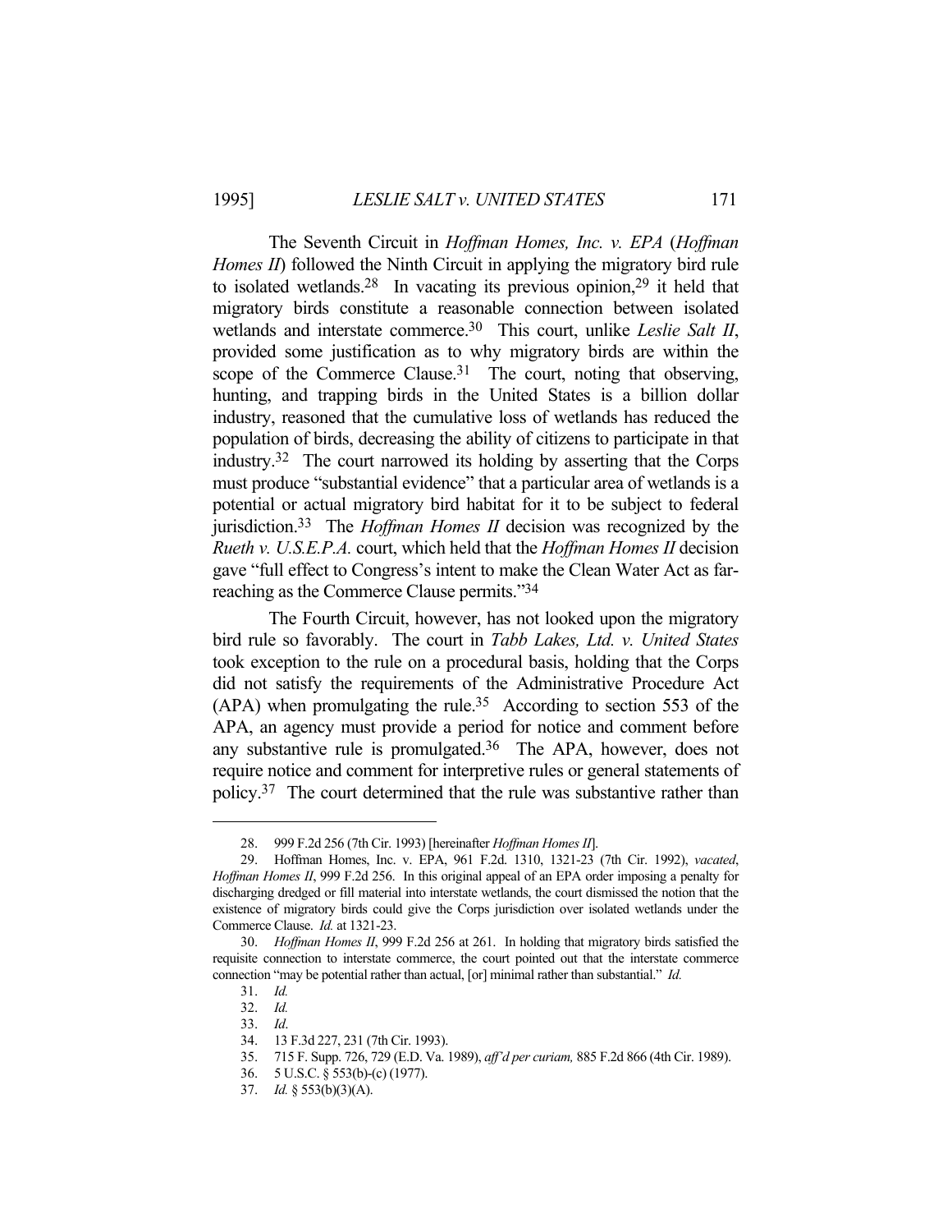The Seventh Circuit in *Hoffman Homes, Inc. v. EPA* (*Hoffman Homes II*) followed the Ninth Circuit in applying the migratory bird rule to isolated wetlands.[28] In vacating its previous opinion,[29] it held that migratory birds constitute a reasonable connection between isolated wetlands and interstate commerce.[30] This court, unlike *Leslie Salt II*, provided some justification as to why migratory birds are within the scope of the Commerce Clause.[31] The court, noting that observing, hunting, and trapping birds in the United States is a billion dollar industry, reasoned that the cumulative loss of wetlands has reduced the population of birds, decreasing the ability of citizens to participate in that industry.[32] The court narrowed its holding by asserting that the Corps must produce "substantial evidence" that a particular area of wetlands is a potential or actual migratory bird habitat for it to be subject to federal jurisdiction.[33] The *Hoffman Homes II* decision was recognized by the *Rueth v. U.S.E.P.A.* court, which held that the *Hoffman Homes II* decision gave "full effect to Congress's intent to make the Clean Water Act as far-reaching as the Commerce Clause permits."[34]

The Fourth Circuit, however, has not looked upon the migratory bird rule so favorably. The court in *Tabb Lakes, Ltd. v. United States* took exception to the rule on a procedural basis, holding that the Corps did not satisfy the requirements of the Administrative Procedure Act (APA) when promulgating the rule.[35] According to section 553 of the APA, an agency must provide a period for notice and comment before any substantive rule is promulgated.[36] The APA, however, does not require notice and comment for interpretive rules or general statements of policy.[37] The court determined that the rule was substantive rather than

---

28. 999 F.2d 256 (7th Cir. 1993) [hereinafter *Hoffman Homes II*].

29. Hoffman Homes, Inc. v. EPA, 961 F.2d. 1310, 1321-23 (7th Cir. 1992), *vacated*, *Hoffman Homes II*, 999 F.2d 256. In this original appeal of an EPA order imposing a penalty for discharging dredged or fill material into interstate wetlands, the court dismissed the notion that the existence of migratory birds could give the Corps jurisdiction over isolated wetlands under the Commerce Clause. *Id.* at 1321-23.

30. *Hoffman Homes II*, 999 F.2d 256 at 261. In holding that migratory birds satisfied the requisite connection to interstate commerce, the court pointed out that the interstate commerce connection "may be potential rather than actual, [or] minimal rather than substantial." *Id.*

31. *Id.*

32. *Id.*

33. *Id*.

34. 13 F.3d 227, 231 (7th Cir. 1993).

35. 715 F. Supp. 726, 729 (E.D. Va. 1989), *aff'd per curiam,* 885 F.2d 866 (4th Cir. 1989).

36. 5 U.S.C. § 553(b)-(c) (1977).

37. *Id.* § 553(b)(3)(A).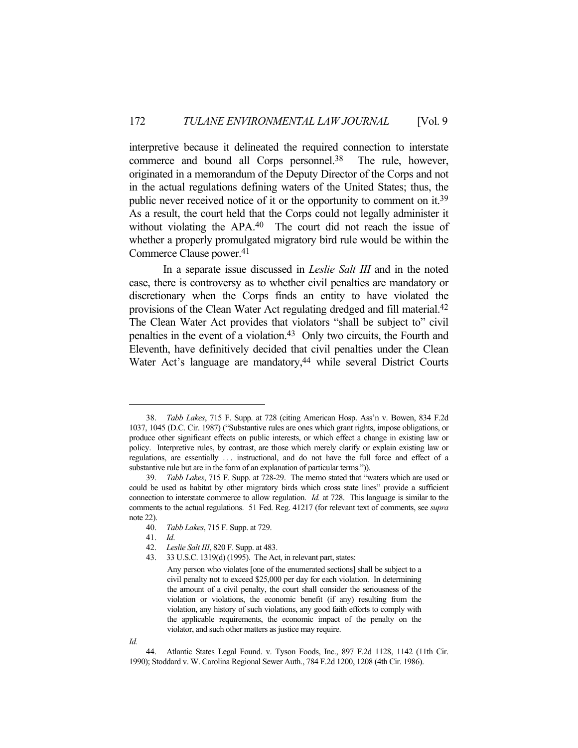interpretive because it delineated the required connection to interstate commerce and bound all Corps personnel.[38] The rule, however, originated in a memorandum of the Deputy Director of the Corps and not in the actual regulations defining waters of the United States; thus, the public never received notice of it or the opportunity to comment on it.[39] As a result, the court held that the Corps could not legally administer it without violating the APA.[40] The court did not reach the issue of whether a properly promulgated migratory bird rule would be within the Commerce Clause power.[41]

In a separate issue discussed in *Leslie Salt III* and in the noted case, there is controversy as to whether civil penalties are mandatory or discretionary when the Corps finds an entity to have violated the provisions of the Clean Water Act regulating dredged and fill material.[42] The Clean Water Act provides that violators "shall be subject to" civil penalties in the event of a violation.[43] Only two circuits, the Fourth and Eleventh, have definitively decided that civil penalties under the Clean Water Act's language are mandatory,[44] while several District Courts

---

38. *Tabb Lakes*, 715 F. Supp. at 728 (citing American Hosp. Ass'n v. Bowen, 834 F.2d 1037, 1045 (D.C. Cir. 1987) ("Substantive rules are ones which grant rights, impose obligations, or produce other significant effects on public interests, or which effect a change in existing law or policy. Interpretive rules, by contrast, are those which merely clarify or explain existing law or regulations, are essentially . . . instructional, and do not have the full force and effect of a substantive rule but are in the form of an explanation of particular terms.")).

39. *Tabb Lakes*, 715 F. Supp. at 728-29. The memo stated that "waters which are used or could be used as habitat by other migratory birds which cross state lines" provide a sufficient connection to interstate commerce to allow regulation. *Id.* at 728. This language is similar to the comments to the actual regulations. 51 Fed. Reg. 41217 (for relevant text of comments, see *supra* note 22).

40. *Tabb Lakes*, 715 F. Supp. at 729.

41. *Id*.

42. *Leslie Salt III*, 820 F. Supp. at 483.

43. 33 U.S.C. 1319(d) (1995). The Act, in relevant part, states:

> Any person who violates [one of the enumerated sections] shall be subject to a civil penalty not to exceed $25,000 per day for each violation. In determining the amount of a civil penalty, the court shall consider the seriousness of the violation or violations, the economic benefit (if any) resulting from the violation, any history of such violations, any good faith efforts to comply with the applicable requirements, the economic impact of the penalty on the violator, and such other matters as justice may require.

*Id.*

44. Atlantic States Legal Found. v. Tyson Foods, Inc., 897 F.2d 1128, 1142 (11th Cir. 1990); Stoddard v. W. Carolina Regional Sewer Auth., 784 F.2d 1200, 1208 (4th Cir. 1986).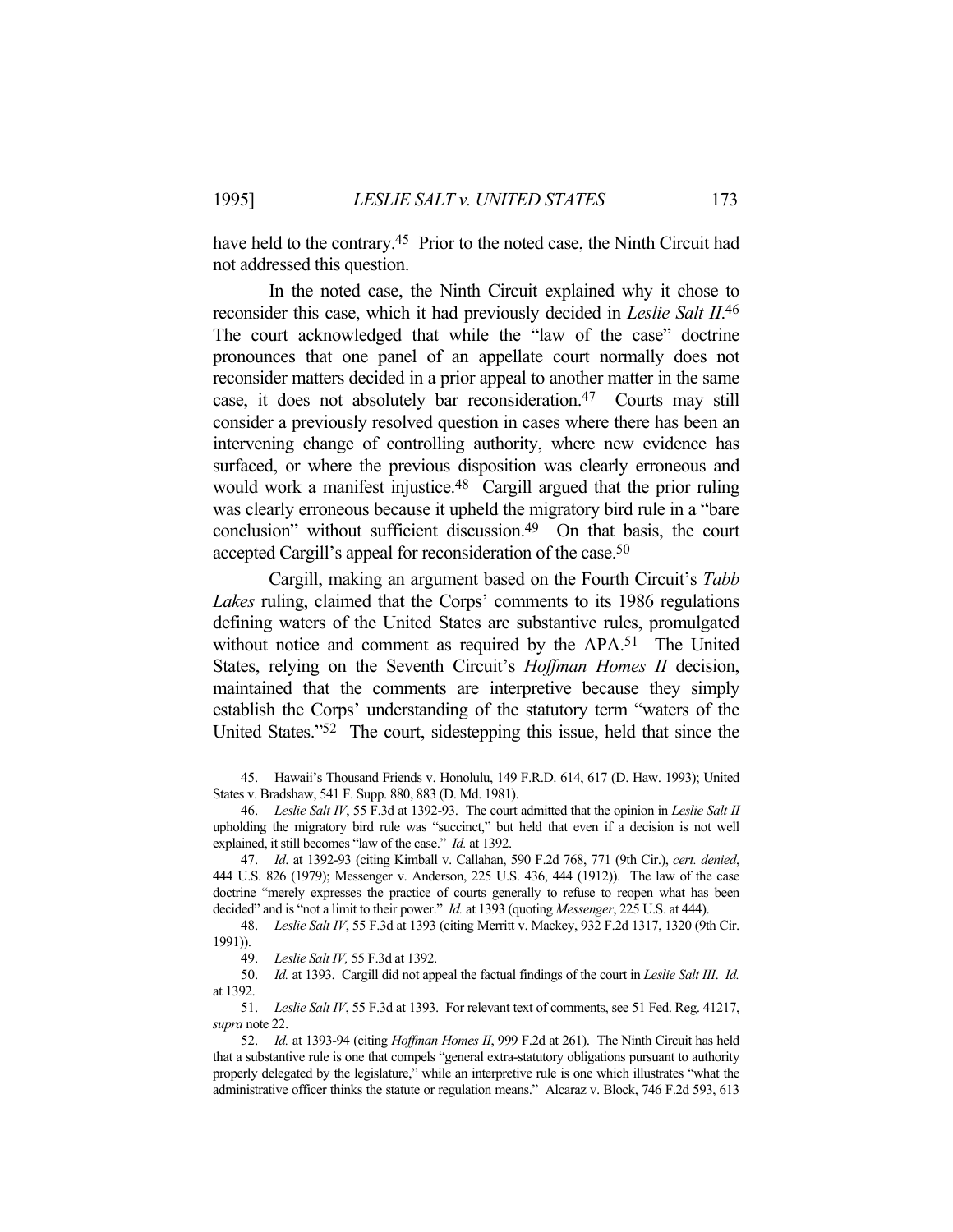have held to the contrary.[45] Prior to the noted case, the Ninth Circuit had not addressed this question.

In the noted case, the Ninth Circuit explained why it chose to reconsider this case, which it had previously decided in *Leslie Salt II*.[46] The court acknowledged that while the "law of the case" doctrine pronounces that one panel of an appellate court normally does not reconsider matters decided in a prior appeal to another matter in the same case, it does not absolutely bar reconsideration.[47] Courts may still consider a previously resolved question in cases where there has been an intervening change of controlling authority, where new evidence has surfaced, or where the previous disposition was clearly erroneous and would work a manifest injustice.[48] Cargill argued that the prior ruling was clearly erroneous because it upheld the migratory bird rule in a "bare conclusion" without sufficient discussion.[49] On that basis, the court accepted Cargill's appeal for reconsideration of the case.[50]

Cargill, making an argument based on the Fourth Circuit's *Tabb Lakes* ruling, claimed that the Corps' comments to its 1986 regulations defining waters of the United States are substantive rules, promulgated without notice and comment as required by the APA.[51] The United States, relying on the Seventh Circuit's *Hoffman Homes II* decision, maintained that the comments are interpretive because they simply establish the Corps' understanding of the statutory term "waters of the United States."[52] The court, sidestepping this issue, held that since the

---

45. Hawaii's Thousand Friends v. Honolulu, 149 F.R.D. 614, 617 (D. Haw. 1993); United States v. Bradshaw, 541 F. Supp. 880, 883 (D. Md. 1981).

46. *Leslie Salt IV*, 55 F.3d at 1392-93. The court admitted that the opinion in *Leslie Salt II* upholding the migratory bird rule was "succinct," but held that even if a decision is not well explained, it still becomes "law of the case." *Id.* at 1392.

47. *Id*. at 1392-93 (citing Kimball v. Callahan, 590 F.2d 768, 771 (9th Cir.), *cert. denied*, 444 U.S. 826 (1979); Messenger v. Anderson, 225 U.S. 436, 444 (1912)). The law of the case doctrine "merely expresses the practice of courts generally to refuse to reopen what has been decided" and is "not a limit to their power." *Id.* at 1393 (quoting *Messenger*, 225 U.S. at 444).

48. *Leslie Salt IV*, 55 F.3d at 1393 (citing Merritt v. Mackey, 932 F.2d 1317, 1320 (9th Cir. 1991)).

49. *Leslie Salt IV,* 55 F.3d at 1392.

50. *Id.* at 1393. Cargill did not appeal the factual findings of the court in *Leslie Salt III*. *Id.* at 1392.

51. *Leslie Salt IV*, 55 F.3d at 1393. For relevant text of comments, see 51 Fed. Reg. 41217, *supra* note 22.

52. *Id.* at 1393-94 (citing *Hoffman Homes II*, 999 F.2d at 261). The Ninth Circuit has held that a substantive rule is one that compels "general extra-statutory obligations pursuant to authority properly delegated by the legislature," while an interpretive rule is one which illustrates "what the administrative officer thinks the statute or regulation means." Alcaraz v. Block, 746 F.2d 593, 613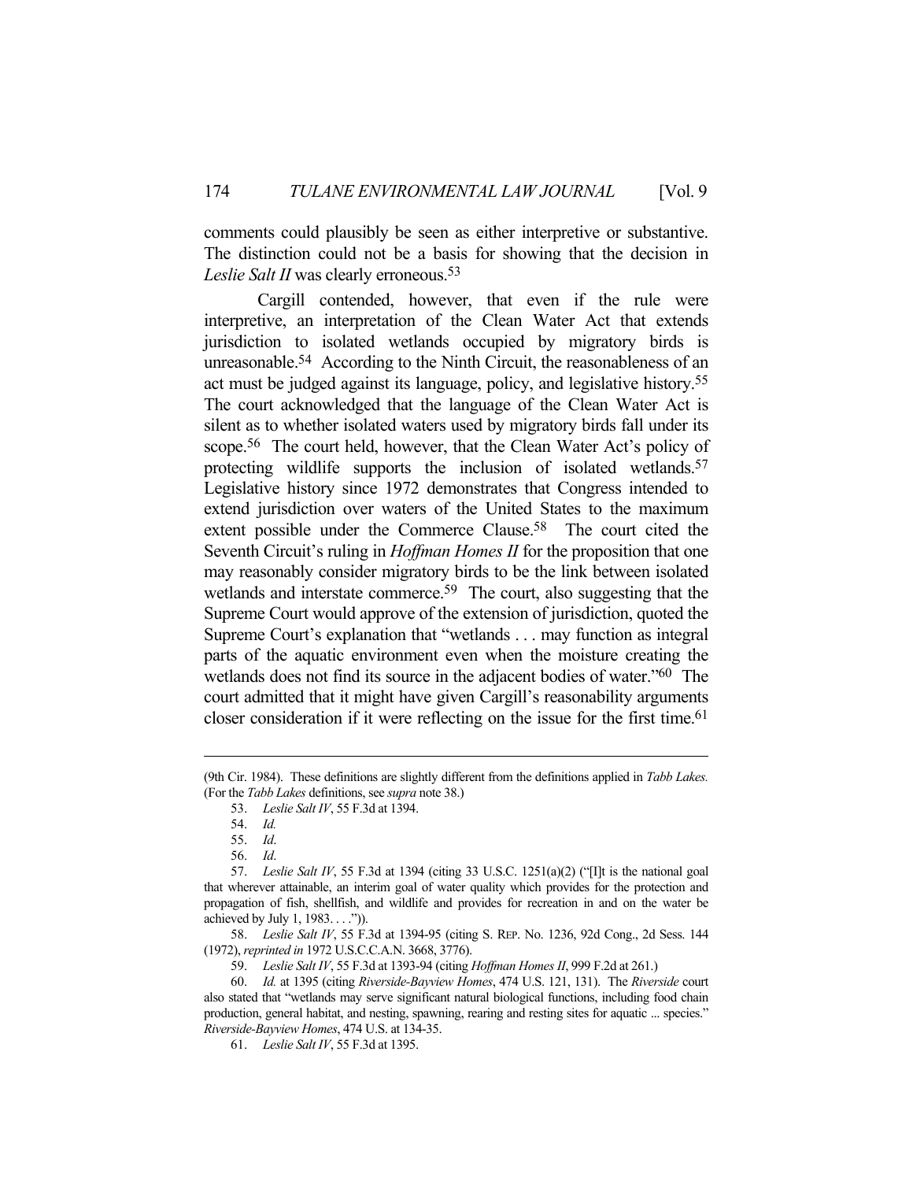comments could plausibly be seen as either interpretive or substantive. The distinction could not be a basis for showing that the decision in *Leslie Salt II* was clearly erroneous.[53]

Cargill contended, however, that even if the rule were interpretive, an interpretation of the Clean Water Act that extends jurisdiction to isolated wetlands occupied by migratory birds is unreasonable.[54] According to the Ninth Circuit, the reasonableness of an act must be judged against its language, policy, and legislative history.[55] The court acknowledged that the language of the Clean Water Act is silent as to whether isolated waters used by migratory birds fall under its scope.[56] The court held, however, that the Clean Water Act's policy of protecting wildlife supports the inclusion of isolated wetlands.[57] Legislative history since 1972 demonstrates that Congress intended to extend jurisdiction over waters of the United States to the maximum extent possible under the Commerce Clause.[58] The court cited the Seventh Circuit's ruling in *Hoffman Homes II* for the proposition that one may reasonably consider migratory birds to be the link between isolated wetlands and interstate commerce.[59] The court, also suggesting that the Supreme Court would approve of the extension of jurisdiction, quoted the Supreme Court's explanation that "wetlands . . . may function as integral parts of the aquatic environment even when the moisture creating the wetlands does not find its source in the adjacent bodies of water."[60] The court admitted that it might have given Cargill's reasonability arguments closer consideration if it were reflecting on the issue for the first time.[61]

---

(9th Cir. 1984). These definitions are slightly different from the definitions applied in *Tabb Lakes.* (For the *Tabb Lakes* definitions, see *supra* note 38.)

53. *Leslie Salt IV*, 55 F.3d at 1394.

54. *Id.*

55. *Id*.

56. *Id*.

57. *Leslie Salt IV*, 55 F.3d at 1394 (citing 33 U.S.C. 1251(a)(2) ("[I]t is the national goal that wherever attainable, an interim goal of water quality which provides for the protection and propagation of fish, shellfish, and wildlife and provides for recreation in and on the water be achieved by July 1, 1983. . . .")).

58. *Leslie Salt IV*, 55 F.3d at 1394-95 (citing S. REP. No. 1236, 92d Cong., 2d Sess. 144 (1972), *reprinted in* 1972 U.S.C.C.A.N. 3668, 3776).

59. *Leslie Salt IV*, 55 F.3d at 1393-94 (citing *Hoffman Homes II*, 999 F.2d at 261.)

60. *Id.* at 1395 (citing *Riverside-Bayview Homes*, 474 U.S. 121, 131). The *Riverside* court also stated that "wetlands may serve significant natural biological functions, including food chain production, general habitat, and nesting, spawning, rearing and resting sites for aquatic ... species." *Riverside-Bayview Homes*, 474 U.S. at 134-35.

61. *Leslie Salt IV*, 55 F.3d at 1395.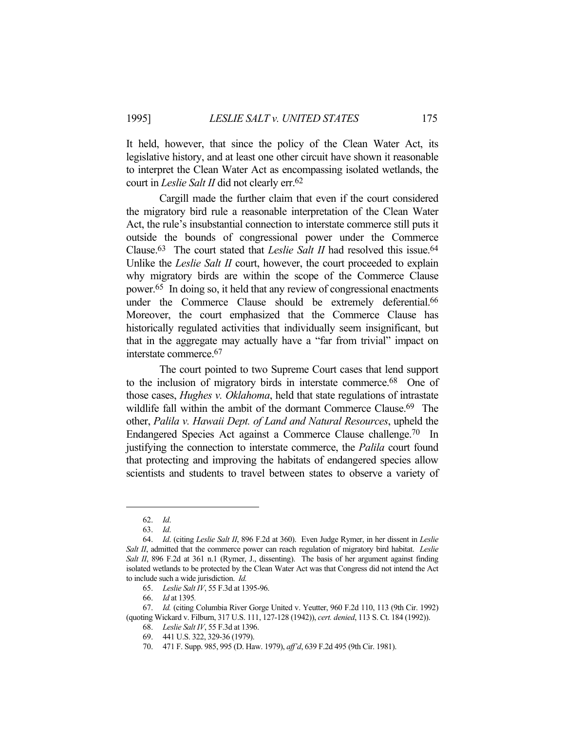It held, however, that since the policy of the Clean Water Act, its legislative history, and at least one other circuit have shown it reasonable to interpret the Clean Water Act as encompassing isolated wetlands, the court in *Leslie Salt II* did not clearly err.[62]

Cargill made the further claim that even if the court considered the migratory bird rule a reasonable interpretation of the Clean Water Act, the rule's insubstantial connection to interstate commerce still puts it outside the bounds of congressional power under the Commerce Clause.[63] The court stated that *Leslie Salt II* had resolved this issue.[64] Unlike the *Leslie Salt II* court, however, the court proceeded to explain why migratory birds are within the scope of the Commerce Clause power.[65] In doing so, it held that any review of congressional enactments under the Commerce Clause should be extremely deferential.[66] Moreover, the court emphasized that the Commerce Clause has historically regulated activities that individually seem insignificant, but that in the aggregate may actually have a "far from trivial" impact on interstate commerce.[67]

The court pointed to two Supreme Court cases that lend support to the inclusion of migratory birds in interstate commerce.[68] One of those cases, *Hughes v. Oklahoma*, held that state regulations of intrastate wildlife fall within the ambit of the dormant Commerce Clause.[69] The other, *Palila v. Hawaii Dept. of Land and Natural Resources*, upheld the Endangered Species Act against a Commerce Clause challenge.[70] In justifying the connection to interstate commerce, the *Palila* court found that protecting and improving the habitats of endangered species allow scientists and students to travel between states to observe a variety of

---

62. *Id.*

63. *Id.*

64. *Id.* (citing *Leslie Salt II*, 896 F.2d at 360). Even Judge Rymer, in her dissent in *Leslie Salt II*, admitted that the commerce power can reach regulation of migratory bird habitat. *Leslie Salt II*, 896 F.2d at 361 n.1 (Rymer, J., dissenting). The basis of her argument against finding isolated wetlands to be protected by the Clean Water Act was that Congress did not intend the Act to include such a wide jurisdiction. *Id.*

65. *Leslie Salt IV*, 55 F.3d at 1395-96.

66. *Id* at 1395*.*

67. *Id.* (citing Columbia River Gorge United v. Yeutter, 960 F.2d 110, 113 (9th Cir. 1992) (quoting Wickard v. Filburn, 317 U.S. 111, 127-128 (1942)), *cert. denied*, 113 S. Ct. 184 (1992)).

68. *Leslie Salt IV*, 55 F.3d at 1396.

69. 441 U.S. 322, 329-36 (1979).

70. 471 F. Supp. 985, 995 (D. Haw. 1979), *aff'd*, 639 F.2d 495 (9th Cir. 1981).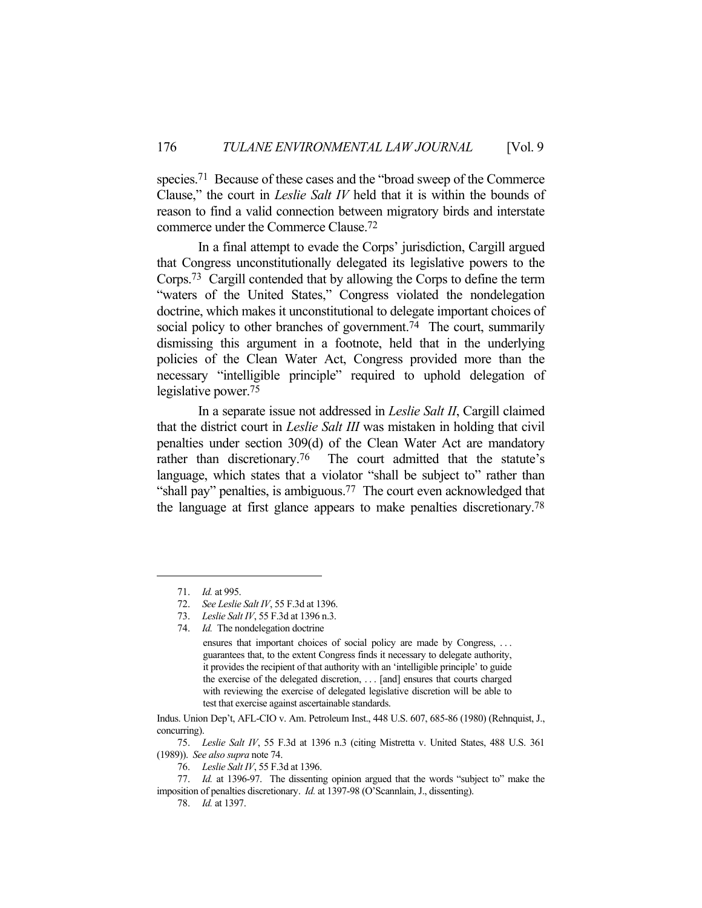species.[71] Because of these cases and the "broad sweep of the Commerce Clause," the court in *Leslie Salt IV* held that it is within the bounds of reason to find a valid connection between migratory birds and interstate commerce under the Commerce Clause.[72]

In a final attempt to evade the Corps' jurisdiction, Cargill argued that Congress unconstitutionally delegated its legislative powers to the Corps.[73] Cargill contended that by allowing the Corps to define the term "waters of the United States," Congress violated the nondelegation doctrine, which makes it unconstitutional to delegate important choices of social policy to other branches of government.[74] The court, summarily dismissing this argument in a footnote, held that in the underlying policies of the Clean Water Act, Congress provided more than the necessary "intelligible principle" required to uphold delegation of legislative power.[75]

In a separate issue not addressed in *Leslie Salt II*, Cargill claimed that the district court in *Leslie Salt III* was mistaken in holding that civil penalties under section 309(d) of the Clean Water Act are mandatory rather than discretionary.[76] The court admitted that the statute's language, which states that a violator "shall be subject to" rather than "shall pay" penalties, is ambiguous.[77] The court even acknowledged that the language at first glance appears to make penalties discretionary.[78]

---

71. *Id.* at 995.

72. *See Leslie Salt IV*, 55 F.3d at 1396.

73. *Leslie Salt IV*, 55 F.3d at 1396 n.3.

74. *Id.* The nondelegation doctrine

> ensures that important choices of social policy are made by Congress, . . . guarantees that, to the extent Congress finds it necessary to delegate authority, it provides the recipient of that authority with an 'intelligible principle' to guide the exercise of the delegated discretion, . . . [and] ensures that courts charged with reviewing the exercise of delegated legislative discretion will be able to test that exercise against ascertainable standards.

Indus. Union Dep't, AFL-CIO v. Am. Petroleum Inst., 448 U.S. 607, 685-86 (1980) (Rehnquist, J., concurring).

75. *Leslie Salt IV*, 55 F.3d at 1396 n.3 (citing Mistretta v. United States, 488 U.S. 361 (1989)). *See also supra* note 74.

76. *Leslie Salt IV*, 55 F.3d at 1396.

77. *Id.* at 1396-97. The dissenting opinion argued that the words "subject to" make the imposition of penalties discretionary. *Id.* at 1397-98 (O'Scannlain, J., dissenting).

78. *Id.* at 1397.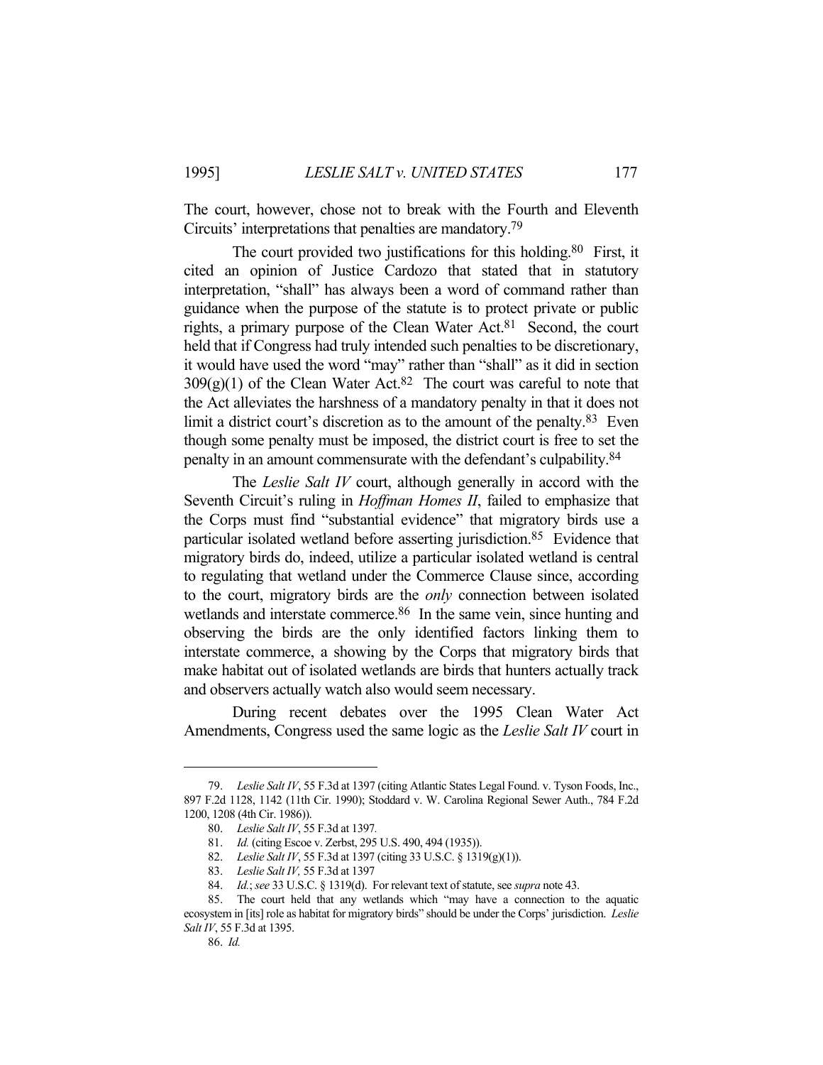The court, however, chose not to break with the Fourth and Eleventh Circuits' interpretations that penalties are mandatory.[79]

The court provided two justifications for this holding.[80] First, it cited an opinion of Justice Cardozo that stated that in statutory interpretation, "shall" has always been a word of command rather than guidance when the purpose of the statute is to protect private or public rights, a primary purpose of the Clean Water Act.[81] Second, the court held that if Congress had truly intended such penalties to be discretionary, it would have used the word "may" rather than "shall" as it did in section 309(g)(1) of the Clean Water Act.[82] The court was careful to note that the Act alleviates the harshness of a mandatory penalty in that it does not limit a district court's discretion as to the amount of the penalty.[83] Even though some penalty must be imposed, the district court is free to set the penalty in an amount commensurate with the defendant's culpability.[84]

The *Leslie Salt IV* court, although generally in accord with the Seventh Circuit's ruling in *Hoffman Homes II*, failed to emphasize that the Corps must find "substantial evidence" that migratory birds use a particular isolated wetland before asserting jurisdiction.[85] Evidence that migratory birds do, indeed, utilize a particular isolated wetland is central to regulating that wetland under the Commerce Clause since, according to the court, migratory birds are the *only* connection between isolated wetlands and interstate commerce.[86] In the same vein, since hunting and observing the birds are the only identified factors linking them to interstate commerce, a showing by the Corps that migratory birds that make habitat out of isolated wetlands are birds that hunters actually track and observers actually watch also would seem necessary.

During recent debates over the 1995 Clean Water Act Amendments, Congress used the same logic as the *Leslie Salt IV* court in

---

79. *Leslie Salt IV*, 55 F.3d at 1397 (citing Atlantic States Legal Found. v. Tyson Foods, Inc., 897 F.2d 1128, 1142 (11th Cir. 1990); Stoddard v. W. Carolina Regional Sewer Auth., 784 F.2d 1200, 1208 (4th Cir. 1986)).

80. *Leslie Salt IV*, 55 F.3d at 1397.

81. *Id.* (citing Escoe v. Zerbst, 295 U.S. 490, 494 (1935)).

82. *Leslie Salt IV*, 55 F.3d at 1397 (citing 33 U.S.C. § 1319(g)(1)).

83. *Leslie Salt IV,* 55 F.3d at 1397

84. *Id.*; *see* 33 U.S.C. § 1319(d). For relevant text of statute, see *supra* note 43.

85. The court held that any wetlands which "may have a connection to the aquatic ecosystem in [its] role as habitat for migratory birds" should be under the Corps' jurisdiction. *Leslie Salt IV*, 55 F.3d at 1395.

86. *Id.*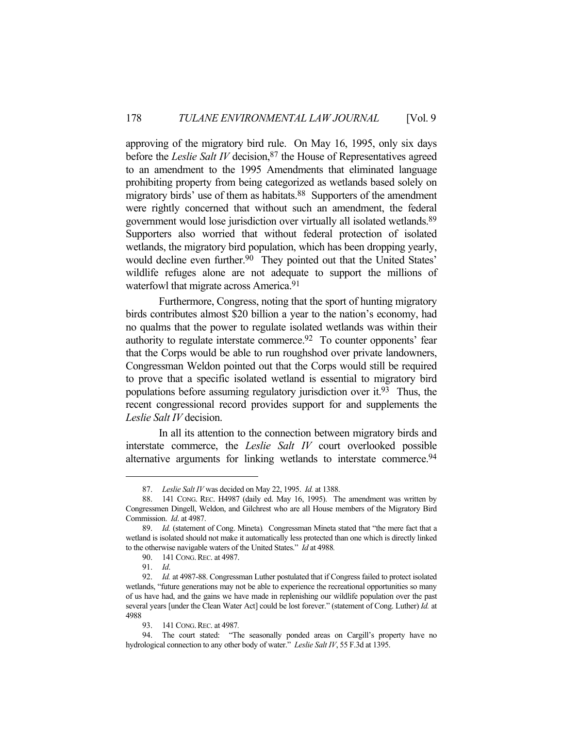approving of the migratory bird rule. On May 16, 1995, only six days before the *Leslie Salt IV* decision,[87] the House of Representatives agreed to an amendment to the 1995 Amendments that eliminated language prohibiting property from being categorized as wetlands based solely on migratory birds' use of them as habitats.[88] Supporters of the amendment were rightly concerned that without such an amendment, the federal government would lose jurisdiction over virtually all isolated wetlands.[89] Supporters also worried that without federal protection of isolated wetlands, the migratory bird population, which has been dropping yearly, would decline even further.[90] They pointed out that the United States' wildlife refuges alone are not adequate to support the millions of waterfowl that migrate across America.[91]

Furthermore, Congress, noting that the sport of hunting migratory birds contributes almost $20 billion a year to the nation's economy, had no qualms that the power to regulate isolated wetlands was within their authority to regulate interstate commerce.[92] To counter opponents' fear that the Corps would be able to run roughshod over private landowners, Congressman Weldon pointed out that the Corps would still be required to prove that a specific isolated wetland is essential to migratory bird populations before assuming regulatory jurisdiction over it.[93] Thus, the recent congressional record provides support for and supplements the *Leslie Salt IV* decision.

In all its attention to the connection between migratory birds and interstate commerce, the *Leslie Salt IV* court overlooked possible alternative arguments for linking wetlands to interstate commerce.[94]

---

87. *Leslie Salt IV* was decided on May 22, 1995. *Id.* at 1388.

88. 141 CONG. REC. H4987 (daily ed. May 16, 1995). The amendment was written by Congressmen Dingell, Weldon, and Gilchrest who are all House members of the Migratory Bird Commission. *Id*. at 4987.

89. *Id.* (statement of Cong. Mineta). Congressman Mineta stated that "the mere fact that a wetland is isolated should not make it automatically less protected than one which is directly linked to the otherwise navigable waters of the United States." *Id* at 4988.

90. 141 CONG. REC. at 4987.

91. *Id*.

92. *Id.* at 4987-88. Congressman Luther postulated that if Congress failed to protect isolated wetlands, "future generations may not be able to experience the recreational opportunities so many of us have had, and the gains we have made in replenishing our wildlife population over the past several years [under the Clean Water Act] could be lost forever." (statement of Cong. Luther) *Id.* at 4988

93. 141 CONG. REC. at 4987.

94. The court stated: "The seasonally ponded areas on Cargill's property have no hydrological connection to any other body of water." *Leslie Salt IV*, 55 F.3d at 1395.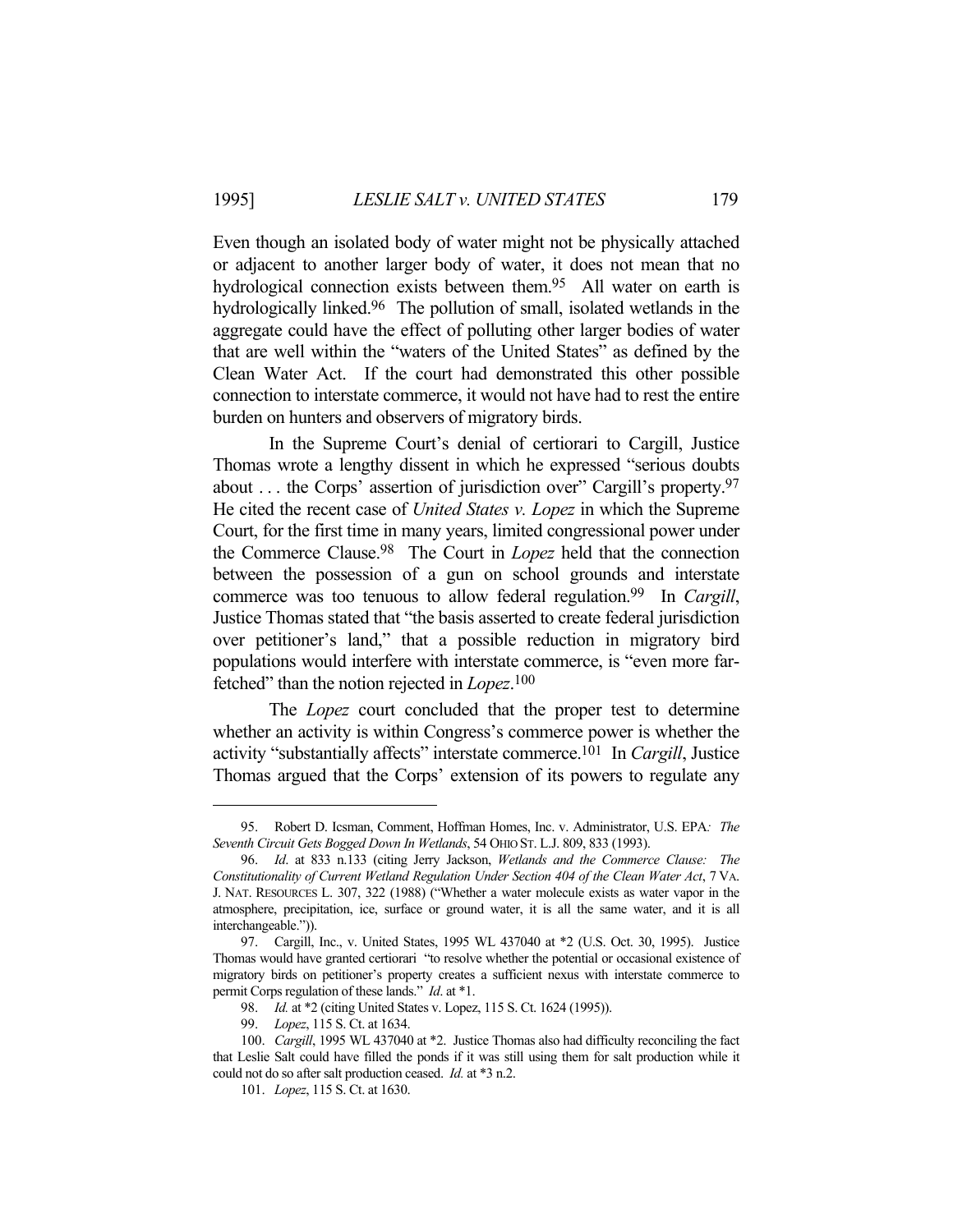Even though an isolated body of water might not be physically attached or adjacent to another larger body of water, it does not mean that no hydrological connection exists between them.[95] All water on earth is hydrologically linked.[96] The pollution of small, isolated wetlands in the aggregate could have the effect of polluting other larger bodies of water that are well within the "waters of the United States" as defined by the Clean Water Act. If the court had demonstrated this other possible connection to interstate commerce, it would not have had to rest the entire burden on hunters and observers of migratory birds.

In the Supreme Court's denial of certiorari to Cargill, Justice Thomas wrote a lengthy dissent in which he expressed "serious doubts about . . . the Corps' assertion of jurisdiction over" Cargill's property.[97] He cited the recent case of *United States v. Lopez* in which the Supreme Court, for the first time in many years, limited congressional power under the Commerce Clause.[98] The Court in *Lopez* held that the connection between the possession of a gun on school grounds and interstate commerce was too tenuous to allow federal regulation.[99] In *Cargill*, Justice Thomas stated that "the basis asserted to create federal jurisdiction over petitioner's land," that a possible reduction in migratory bird populations would interfere with interstate commerce, is "even more far-fetched" than the notion rejected in *Lopez*.[100]

The *Lopez* court concluded that the proper test to determine whether an activity is within Congress's commerce power is whether the activity "substantially affects" interstate commerce.[101] In *Cargill*, Justice Thomas argued that the Corps' extension of its powers to regulate any

---

95. Robert D. Icsman, Comment, Hoffman Homes, Inc. v. Administrator, U.S. EPA*: The Seventh Circuit Gets Bogged Down In Wetlands*, 54 OHIO ST. L.J. 809, 833 (1993).

96. *Id*. at 833 n.133 (citing Jerry Jackson, *Wetlands and the Commerce Clause: The Constitutionality of Current Wetland Regulation Under Section 404 of the Clean Water Act*, 7 VA. J. NAT. RESOURCES L. 307, 322 (1988) ("Whether a water molecule exists as water vapor in the atmosphere, precipitation, ice, surface or ground water, it is all the same water, and it is all interchangeable.")).

97. Cargill, Inc., v. United States, 1995 WL 437040 at \*2 (U.S. Oct. 30, 1995). Justice Thomas would have granted certiorari "to resolve whether the potential or occasional existence of migratory birds on petitioner's property creates a sufficient nexus with interstate commerce to permit Corps regulation of these lands." *Id*. at \*1.

98. *Id.* at \*2 (citing United States v. Lopez, 115 S. Ct. 1624 (1995)).

99. *Lopez*, 115 S. Ct. at 1634.

100. *Cargill*, 1995 WL 437040 at \*2. Justice Thomas also had difficulty reconciling the fact that Leslie Salt could have filled the ponds if it was still using them for salt production while it could not do so after salt production ceased. *Id.* at \*3 n.2.

101. *Lopez*, 115 S. Ct. at 1630.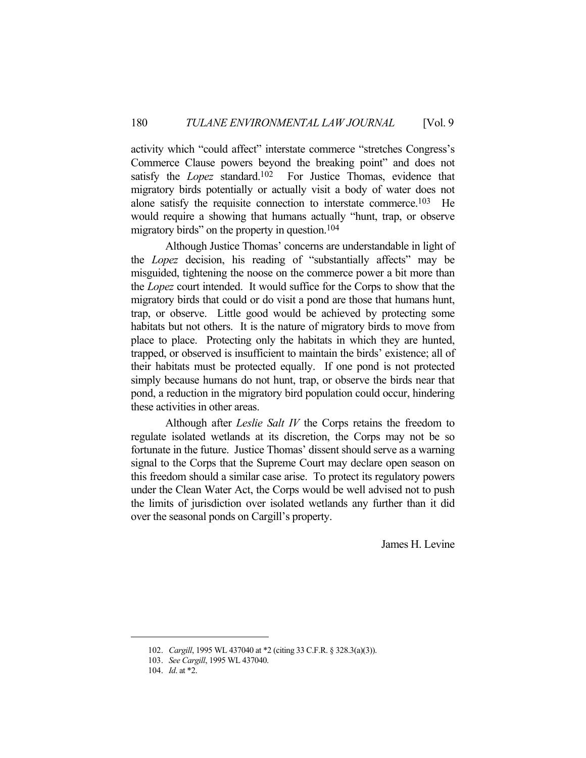activity which "could affect" interstate commerce "stretches Congress's Commerce Clause powers beyond the breaking point" and does not satisfy the *Lopez* standard.[102] For Justice Thomas, evidence that migratory birds potentially or actually visit a body of water does not alone satisfy the requisite connection to interstate commerce.[103] He would require a showing that humans actually "hunt, trap, or observe migratory birds" on the property in question.[104]

Although Justice Thomas' concerns are understandable in light of the *Lopez* decision, his reading of "substantially affects" may be misguided, tightening the noose on the commerce power a bit more than the *Lopez* court intended. It would suffice for the Corps to show that the migratory birds that could or do visit a pond are those that humans hunt, trap, or observe. Little good would be achieved by protecting some habitats but not others. It is the nature of migratory birds to move from place to place. Protecting only the habitats in which they are hunted, trapped, or observed is insufficient to maintain the birds' existence; all of their habitats must be protected equally. If one pond is not protected simply because humans do not hunt, trap, or observe the birds near that pond, a reduction in the migratory bird population could occur, hindering these activities in other areas.

Although after *Leslie Salt IV* the Corps retains the freedom to regulate isolated wetlands at its discretion, the Corps may not be so fortunate in the future. Justice Thomas' dissent should serve as a warning signal to the Corps that the Supreme Court may declare open season on this freedom should a similar case arise. To protect its regulatory powers under the Clean Water Act, the Corps would be well advised not to push the limits of jurisdiction over isolated wetlands any further than it did over the seasonal ponds on Cargill's property.

James H. Levine

---

102. *Cargill*, 1995 WL 437040 at *2 (citing 33 C.F.R. § 328.3(a)(3)).
103. *See Cargill*, 1995 WL 437040.
104. *Id.* at *2.